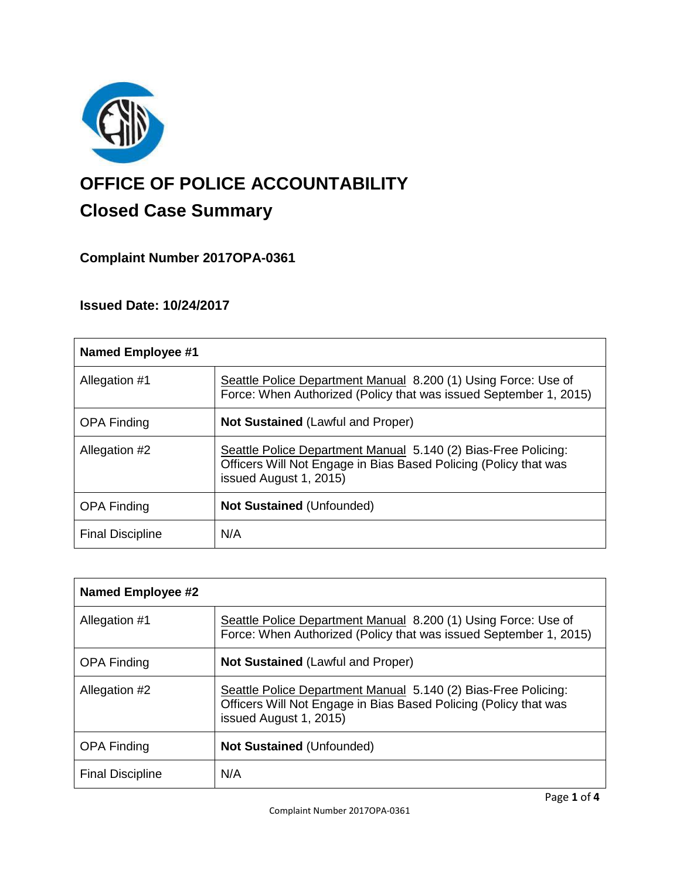# OFFICE OF POLICE ACCOUNTABILITY

## Closed Case Summary

### Complaint Number 2017OPA-0361

### Issued Date: 10/24/2017

| Named Employee #1 | |
|---|---|
| Allegation #1 | Seattle Police Department Manual 8.200 (1) Using Force: Use of Force: When Authorized (Policy that was issued September 1, 2015) |
| OPA Finding | **Not Sustained** (Lawful and Proper) |
| Allegation #2 | Seattle Police Department Manual 5.140 (2) Bias-Free Policing: Officers Will Not Engage in Bias Based Policing (Policy that was issued August 1, 2015) |
| OPA Finding | **Not Sustained** (Unfounded) |
| Final Discipline | N/A |

| Named Employee #2 | |
|---|---|
| Allegation #1 | Seattle Police Department Manual 8.200 (1) Using Force: Use of Force: When Authorized (Policy that was issued September 1, 2015) |
| OPA Finding | **Not Sustained** (Lawful and Proper) |
| Allegation #2 | Seattle Police Department Manual 5.140 (2) Bias-Free Policing: Officers Will Not Engage in Bias Based Policing (Policy that was issued August 1, 2015) |
| OPA Finding | **Not Sustained** (Unfounded) |
| Final Discipline | N/A |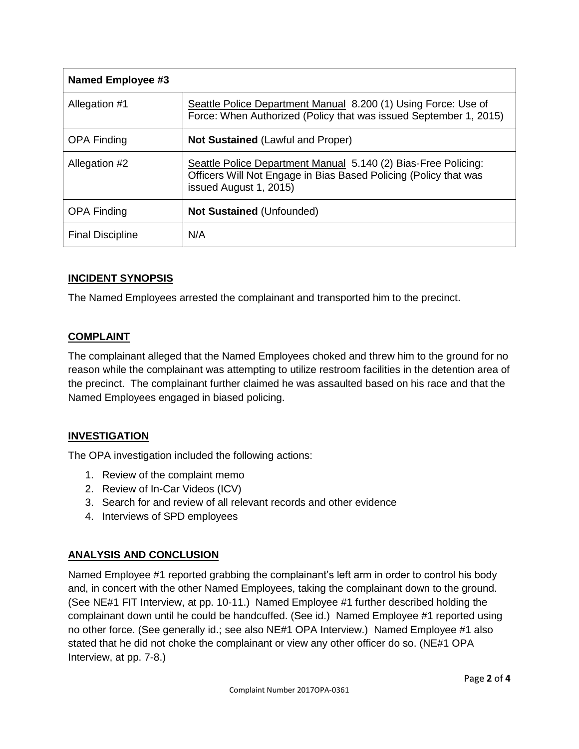| Named Employee #3 | |
|---|---|
| Allegation #1 | Seattle Police Department Manual 8.200 (1) Using Force: Use of Force: When Authorized (Policy that was issued September 1, 2015) |
| OPA Finding | **Not Sustained** (Lawful and Proper) |
| Allegation #2 | Seattle Police Department Manual 5.140 (2) Bias-Free Policing: Officers Will Not Engage in Bias Based Policing (Policy that was issued August 1, 2015) |
| OPA Finding | **Not Sustained** (Unfounded) |
| Final Discipline | N/A |

## INCIDENT SYNOPSIS

The Named Employees arrested the complainant and transported him to the precinct.

## COMPLAINT

The complainant alleged that the Named Employees choked and threw him to the ground for no reason while the complainant was attempting to utilize restroom facilities in the detention area of the precinct. The complainant further claimed he was assaulted based on his race and that the Named Employees engaged in biased policing.

## INVESTIGATION

The OPA investigation included the following actions:

1. Review of the complaint memo
2. Review of In-Car Videos (ICV)
3. Search for and review of all relevant records and other evidence
4. Interviews of SPD employees

## ANALYSIS AND CONCLUSION

Named Employee #1 reported grabbing the complainant's left arm in order to control his body and, in concert with the other Named Employees, taking the complainant down to the ground. (See NE#1 FIT Interview, at pp. 10-11.) Named Employee #1 further described holding the complainant down until he could be handcuffed. (See id.) Named Employee #1 reported using no other force. (See generally id.; see also NE#1 OPA Interview.) Named Employee #1 also stated that he did not choke the complainant or view any other officer do so. (NE#1 OPA Interview, at pp. 7-8.)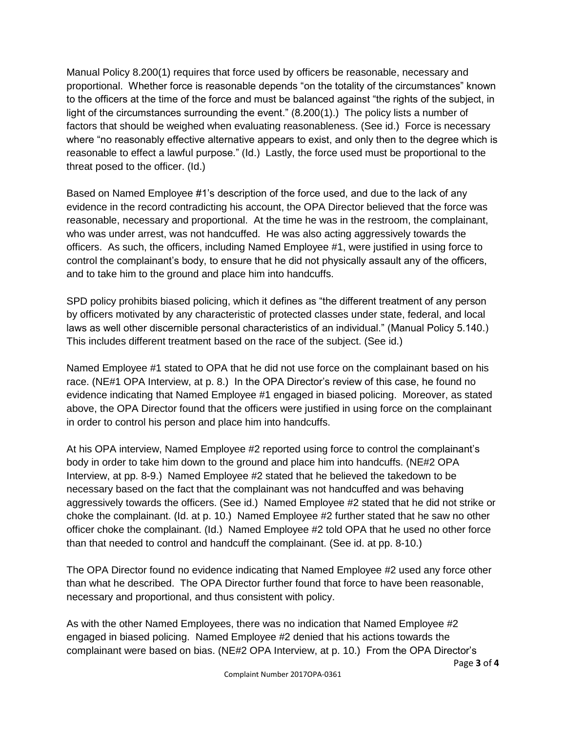Manual Policy 8.200(1) requires that force used by officers be reasonable, necessary and proportional. Whether force is reasonable depends "on the totality of the circumstances" known to the officers at the time of the force and must be balanced against "the rights of the subject, in light of the circumstances surrounding the event." (8.200(1).) The policy lists a number of factors that should be weighed when evaluating reasonableness. (See id.) Force is necessary where "no reasonably effective alternative appears to exist, and only then to the degree which is reasonable to effect a lawful purpose." (Id.) Lastly, the force used must be proportional to the threat posed to the officer. (Id.)

Based on Named Employee #1's description of the force used, and due to the lack of any evidence in the record contradicting his account, the OPA Director believed that the force was reasonable, necessary and proportional. At the time he was in the restroom, the complainant, who was under arrest, was not handcuffed. He was also acting aggressively towards the officers. As such, the officers, including Named Employee #1, were justified in using force to control the complainant's body, to ensure that he did not physically assault any of the officers, and to take him to the ground and place him into handcuffs.

SPD policy prohibits biased policing, which it defines as "the different treatment of any person by officers motivated by any characteristic of protected classes under state, federal, and local laws as well other discernible personal characteristics of an individual." (Manual Policy 5.140.) This includes different treatment based on the race of the subject. (See id.)

Named Employee #1 stated to OPA that he did not use force on the complainant based on his race. (NE#1 OPA Interview, at p. 8.) In the OPA Director's review of this case, he found no evidence indicating that Named Employee #1 engaged in biased policing. Moreover, as stated above, the OPA Director found that the officers were justified in using force on the complainant in order to control his person and place him into handcuffs.

At his OPA interview, Named Employee #2 reported using force to control the complainant's body in order to take him down to the ground and place him into handcuffs. (NE#2 OPA Interview, at pp. 8-9.) Named Employee #2 stated that he believed the takedown to be necessary based on the fact that the complainant was not handcuffed and was behaving aggressively towards the officers. (See id.) Named Employee #2 stated that he did not strike or choke the complainant. (Id. at p. 10.) Named Employee #2 further stated that he saw no other officer choke the complainant. (Id.) Named Employee #2 told OPA that he used no other force than that needed to control and handcuff the complainant. (See id. at pp. 8-10.)

The OPA Director found no evidence indicating that Named Employee #2 used any force other than what he described. The OPA Director further found that force to have been reasonable, necessary and proportional, and thus consistent with policy.

As with the other Named Employees, there was no indication that Named Employee #2 engaged in biased policing. Named Employee #2 denied that his actions towards the complainant were based on bias. (NE#2 OPA Interview, at p. 10.) From the OPA Director's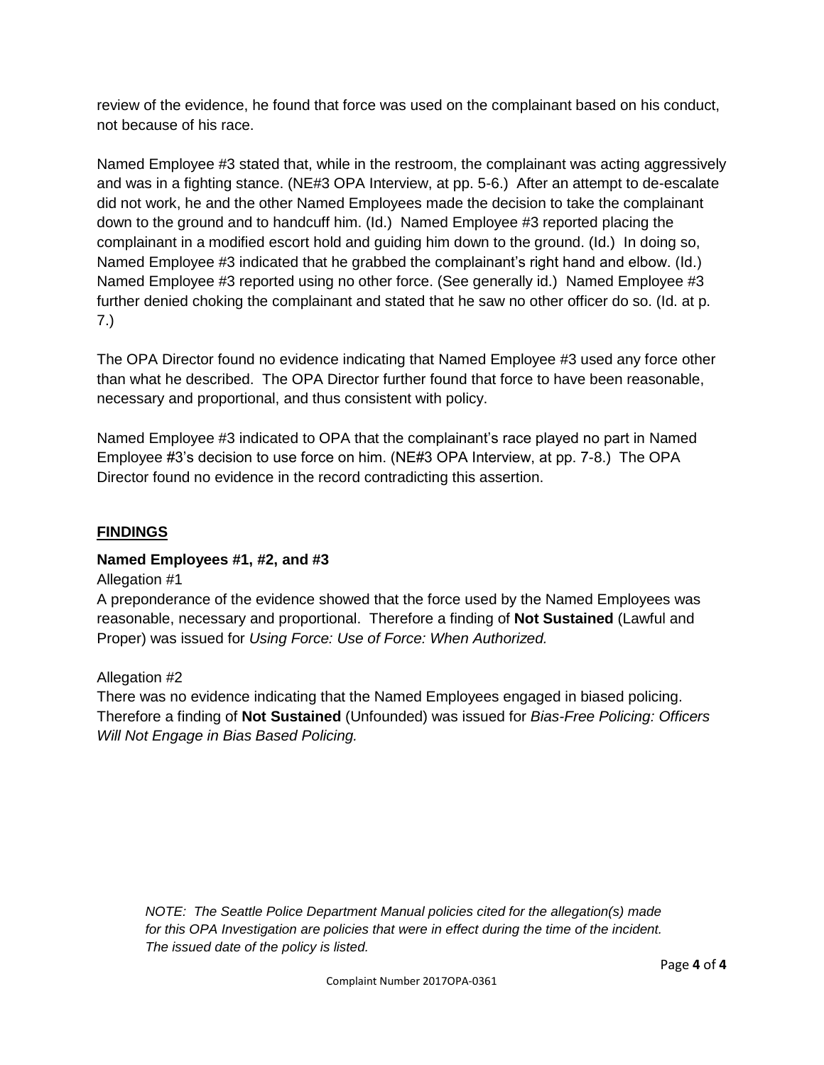review of the evidence, he found that force was used on the complainant based on his conduct, not because of his race.

Named Employee #3 stated that, while in the restroom, the complainant was acting aggressively and was in a fighting stance. (NE#3 OPA Interview, at pp. 5-6.) After an attempt to de-escalate did not work, he and the other Named Employees made the decision to take the complainant down to the ground and to handcuff him. (Id.) Named Employee #3 reported placing the complainant in a modified escort hold and guiding him down to the ground. (Id.) In doing so, Named Employee #3 indicated that he grabbed the complainant's right hand and elbow. (Id.) Named Employee #3 reported using no other force. (See generally id.) Named Employee #3 further denied choking the complainant and stated that he saw no other officer do so. (Id. at p. 7.)

The OPA Director found no evidence indicating that Named Employee #3 used any force other than what he described. The OPA Director further found that force to have been reasonable, necessary and proportional, and thus consistent with policy.

Named Employee #3 indicated to OPA that the complainant's race played no part in Named Employee #3's decision to use force on him. (NE#3 OPA Interview, at pp. 7-8.) The OPA Director found no evidence in the record contradicting this assertion.

## FINDINGS

**Named Employees #1, #2, and #3**

Allegation #1

A preponderance of the evidence showed that the force used by the Named Employees was reasonable, necessary and proportional. Therefore a finding of **Not Sustained** (Lawful and Proper) was issued for *Using Force: Use of Force: When Authorized.*

Allegation #2

There was no evidence indicating that the Named Employees engaged in biased policing. Therefore a finding of **Not Sustained** (Unfounded) was issued for *Bias-Free Policing: Officers Will Not Engage in Bias Based Policing.*

*NOTE: The Seattle Police Department Manual policies cited for the allegation(s) made for this OPA Investigation are policies that were in effect during the time of the incident. The issued date of the policy is listed.*